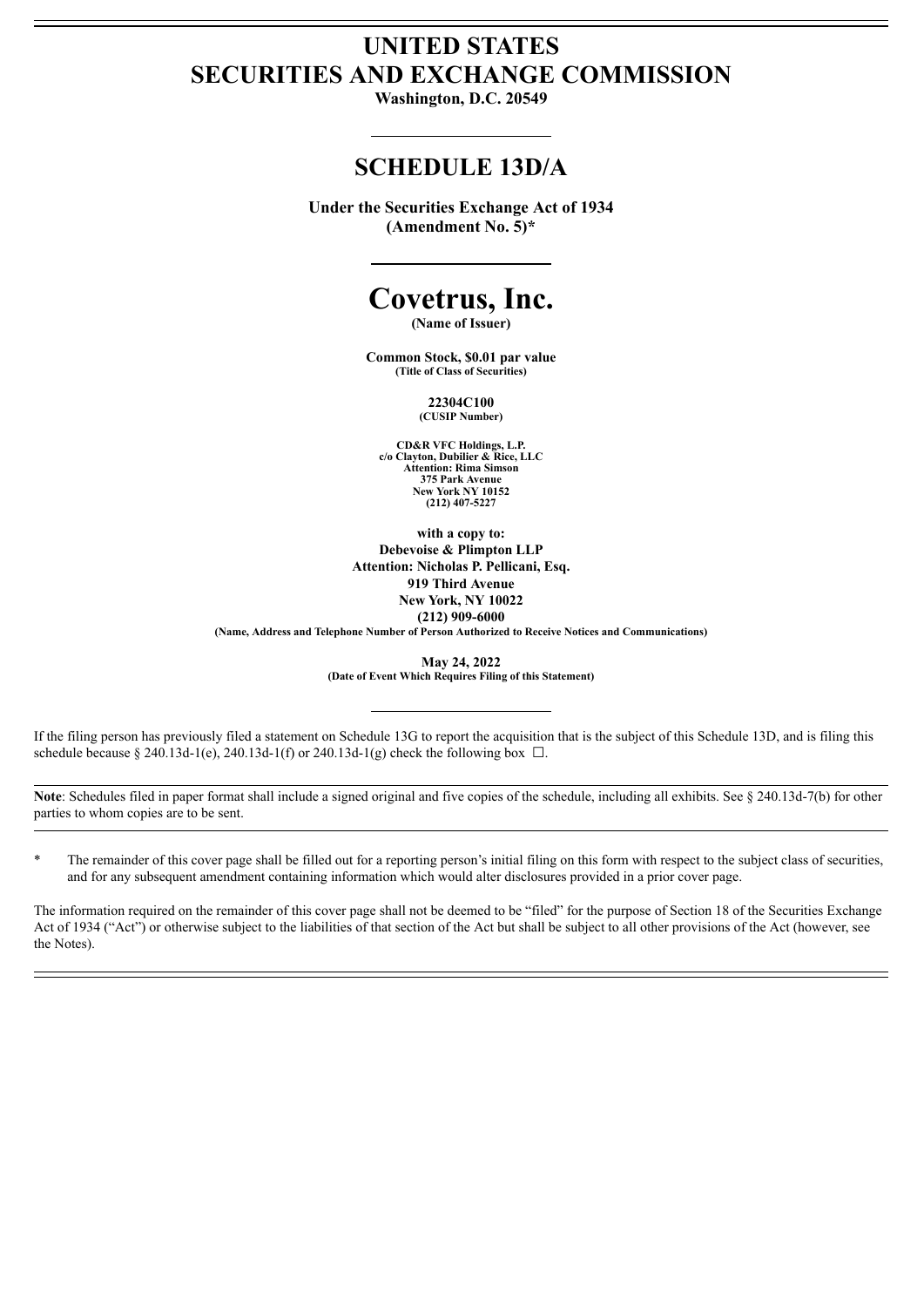# UNITED STATES
# SECURITIES AND EXCHANGE COMMISSION

**Washington, D.C. 20549**

## SCHEDULE 13D/A

**Under the Securities Exchange Act of 1934**
**(Amendment No. 5)***

# Covetrus, Inc.

**(Name of Issuer)**

**Common Stock, $0.01 par value**
**(Title of Class of Securities)**

**22304C100**
**(CUSIP Number)**

**CD&R VFC Holdings, L.P.**
**c/o Clayton, Dubilier & Rice, LLC**
**Attention: Rima Simson**
**375 Park Avenue**
**New York NY 10152**
**(212) 407-5227**

**with a copy to:**
**Debevoise & Plimpton LLP**
**Attention: Nicholas P. Pellicani, Esq.**
**919 Third Avenue**
**New York, NY 10022**
**(212) 909-6000**
**(Name, Address and Telephone Number of Person Authorized to Receive Notices and Communications)**

**May 24, 2022**
**(Date of Event Which Requires Filing of this Statement)**

If the filing person has previously filed a statement on Schedule 13G to report the acquisition that is the subject of this Schedule 13D, and is filing this schedule because § 240.13d-1(e), 240.13d-1(f) or 240.13d-1(g) check the following box ☐.

**Note**: Schedules filed in paper format shall include a signed original and five copies of the schedule, including all exhibits. See § 240.13d-7(b) for other parties to whom copies are to be sent.

\* The remainder of this cover page shall be filled out for a reporting person's initial filing on this form with respect to the subject class of securities, and for any subsequent amendment containing information which would alter disclosures provided in a prior cover page.

The information required on the remainder of this cover page shall not be deemed to be "filed" for the purpose of Section 18 of the Securities Exchange Act of 1934 ("Act") or otherwise subject to the liabilities of that section of the Act but shall be subject to all other provisions of the Act (however, see the Notes).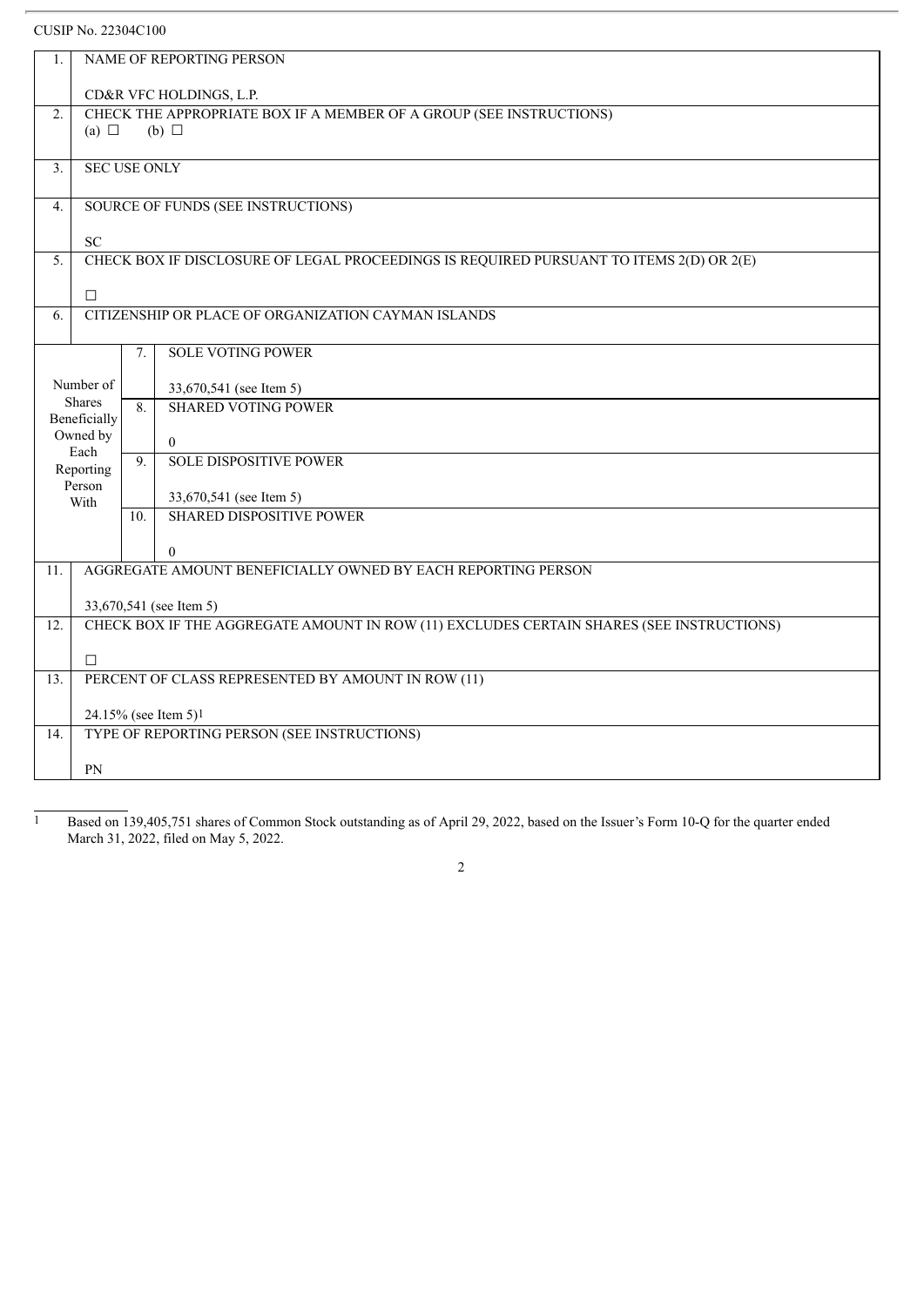CUSIP No. 22304C100

| | | | |
|---|---|---|---|
| 1. | NAME OF REPORTING PERSON<br><br>CD&R VFC HOLDINGS, L.P. | | |
| 2. | CHECK THE APPROPRIATE BOX IF A MEMBER OF A GROUP (SEE INSTRUCTIONS)<br>(a) ☐ (b) ☐ | | |
| 3. | SEC USE ONLY | | |
| 4. | SOURCE OF FUNDS (SEE INSTRUCTIONS)<br><br>SC | | |
| 5. | CHECK BOX IF DISCLOSURE OF LEGAL PROCEEDINGS IS REQUIRED PURSUANT TO ITEMS 2(D) OR 2(E)<br><br>☐ | | |
| 6. | CITIZENSHIP OR PLACE OF ORGANIZATION CAYMAN ISLANDS | | |
| Number of Shares Beneficially Owned by Each Reporting Person With | | 7. | SOLE VOTING POWER<br><br>33,670,541 (see Item 5) |
| | | 8. | SHARED VOTING POWER<br><br>0 |
| | | 9. | SOLE DISPOSITIVE POWER<br><br>33,670,541 (see Item 5) |
| | | 10. | SHARED DISPOSITIVE POWER<br><br>0 |
| 11. | AGGREGATE AMOUNT BENEFICIALLY OWNED BY EACH REPORTING PERSON<br><br>33,670,541 (see Item 5) | | |
| 12. | CHECK BOX IF THE AGGREGATE AMOUNT IN ROW (11) EXCLUDES CERTAIN SHARES (SEE INSTRUCTIONS)<br><br>☐ | | |
| 13. | PERCENT OF CLASS REPRESENTED BY AMOUNT IN ROW (11)<br><br>24.15% (see Item 5)[1] | | |
| 14. | TYPE OF REPORTING PERSON (SEE INSTRUCTIONS)<br><br>PN | | |

[1] Based on 139,405,751 shares of Common Stock outstanding as of April 29, 2022, based on the Issuer's Form 10-Q for the quarter ended March 31, 2022, filed on May 5, 2022.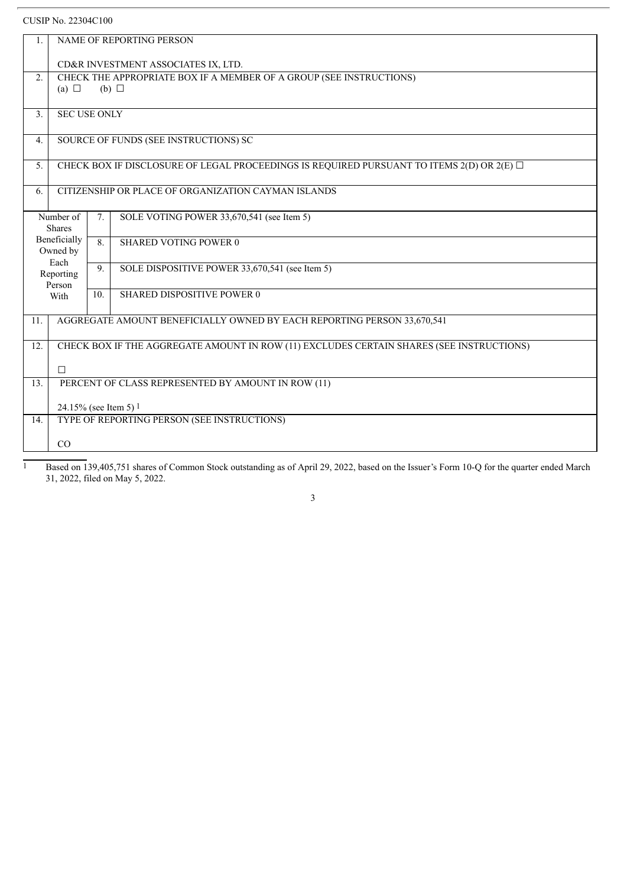CUSIP No. 22304C100

| | | | |
|---|---|---|---|
| 1. | NAME OF REPORTING PERSON<br><br>CD&R INVESTMENT ASSOCIATES IX, LTD. | | |
| 2. | CHECK THE APPROPRIATE BOX IF A MEMBER OF A GROUP (SEE INSTRUCTIONS)<br>(a) ☐ (b) ☐ | | |
| 3. | SEC USE ONLY | | |
| 4. | SOURCE OF FUNDS (SEE INSTRUCTIONS) SC | | |
| 5. | CHECK BOX IF DISCLOSURE OF LEGAL PROCEEDINGS IS REQUIRED PURSUANT TO ITEMS 2(D) OR 2(E) ☐ | | |
| 6. | CITIZENSHIP OR PLACE OF ORGANIZATION CAYMAN ISLANDS | | |
| Number of Shares Beneficially Owned by Each Reporting Person With | | 7. | SOLE VOTING POWER 33,670,541 (see Item 5) |
| | | 8. | SHARED VOTING POWER 0 |
| | | 9. | SOLE DISPOSITIVE POWER 33,670,541 (see Item 5) |
| | | 10. | SHARED DISPOSITIVE POWER 0 |
| 11. | AGGREGATE AMOUNT BENEFICIALLY OWNED BY EACH REPORTING PERSON 33,670,541 | | |
| 12. | CHECK BOX IF THE AGGREGATE AMOUNT IN ROW (11) EXCLUDES CERTAIN SHARES (SEE INSTRUCTIONS)<br><br>☐ | | |
| 13. | PERCENT OF CLASS REPRESENTED BY AMOUNT IN ROW (11)<br><br>24.15% (see Item 5) [1] | | |
| 14. | TYPE OF REPORTING PERSON (SEE INSTRUCTIONS)<br><br>CO | | |

[1] Based on 139,405,751 shares of Common Stock outstanding as of April 29, 2022, based on the Issuer's Form 10-Q for the quarter ended March 31, 2022, filed on May 5, 2022.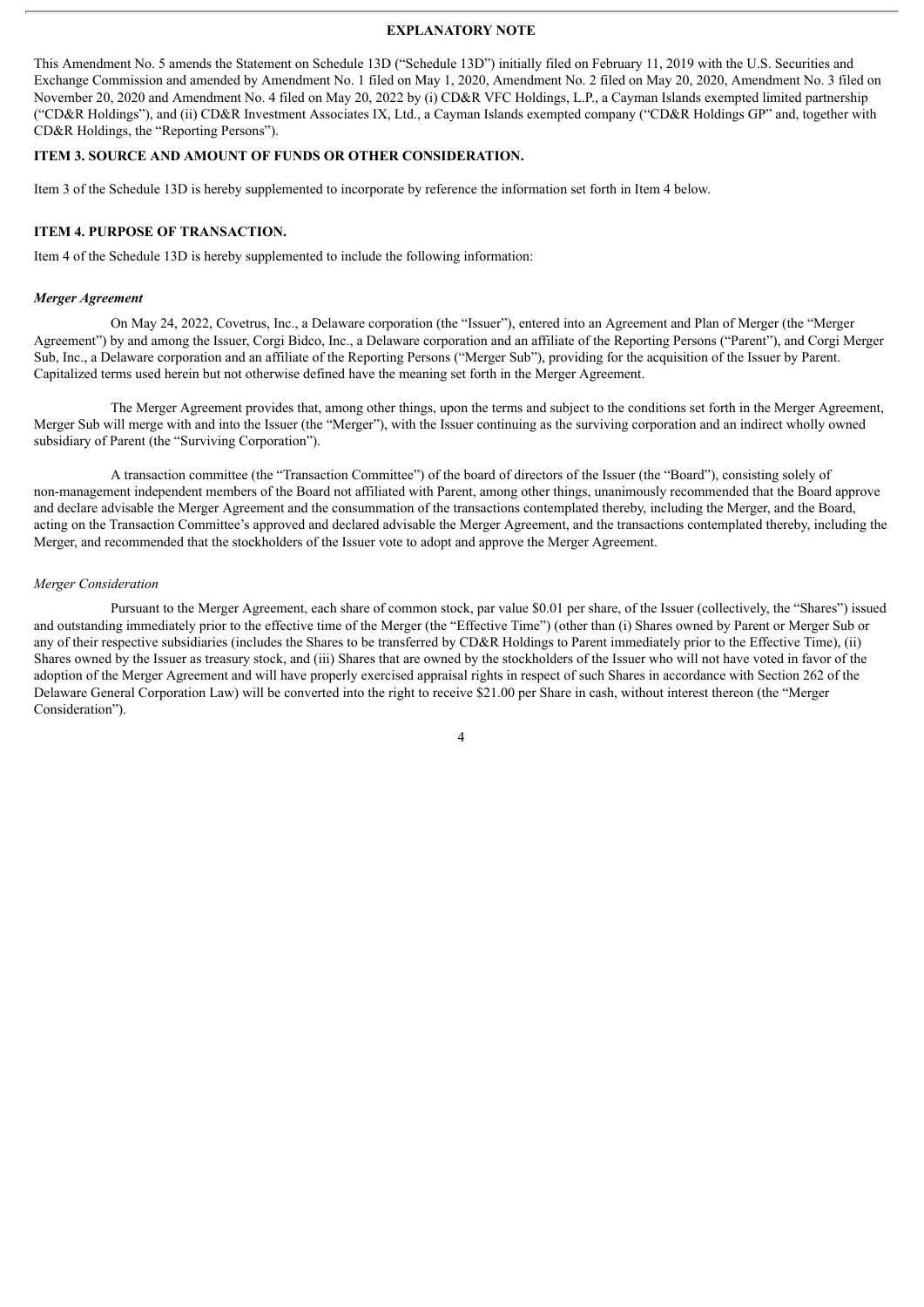## EXPLANATORY NOTE

This Amendment No. 5 amends the Statement on Schedule 13D ("Schedule 13D") initially filed on February 11, 2019 with the U.S. Securities and Exchange Commission and amended by Amendment No. 1 filed on May 1, 2020, Amendment No. 2 filed on May 20, 2020, Amendment No. 3 filed on November 20, 2020 and Amendment No. 4 filed on May 20, 2022 by (i) CD&R VFC Holdings, L.P., a Cayman Islands exempted limited partnership ("CD&R Holdings"), and (ii) CD&R Investment Associates IX, Ltd., a Cayman Islands exempted company ("CD&R Holdings GP" and, together with CD&R Holdings, the "Reporting Persons").

## ITEM 3. SOURCE AND AMOUNT OF FUNDS OR OTHER CONSIDERATION.

Item 3 of the Schedule 13D is hereby supplemented to incorporate by reference the information set forth in Item 4 below.

## ITEM 4. PURPOSE OF TRANSACTION.

Item 4 of the Schedule 13D is hereby supplemented to include the following information:

***Merger Agreement***

On May 24, 2022, Covetrus, Inc., a Delaware corporation (the "Issuer"), entered into an Agreement and Plan of Merger (the "Merger Agreement") by and among the Issuer, Corgi Bidco, Inc., a Delaware corporation and an affiliate of the Reporting Persons ("Parent"), and Corgi Merger Sub, Inc., a Delaware corporation and an affiliate of the Reporting Persons ("Merger Sub"), providing for the acquisition of the Issuer by Parent. Capitalized terms used herein but not otherwise defined have the meaning set forth in the Merger Agreement.

The Merger Agreement provides that, among other things, upon the terms and subject to the conditions set forth in the Merger Agreement, Merger Sub will merge with and into the Issuer (the "Merger"), with the Issuer continuing as the surviving corporation and an indirect wholly owned subsidiary of Parent (the "Surviving Corporation").

A transaction committee (the "Transaction Committee") of the board of directors of the Issuer (the "Board"), consisting solely of non-management independent members of the Board not affiliated with Parent, among other things, unanimously recommended that the Board approve and declare advisable the Merger Agreement and the consummation of the transactions contemplated thereby, including the Merger, and the Board, acting on the Transaction Committee's approved and declared advisable the Merger Agreement, and the transactions contemplated thereby, including the Merger, and recommended that the stockholders of the Issuer vote to adopt and approve the Merger Agreement.

*Merger Consideration*

Pursuant to the Merger Agreement, each share of common stock, par value $0.01 per share, of the Issuer (collectively, the "Shares") issued and outstanding immediately prior to the effective time of the Merger (the "Effective Time") (other than (i) Shares owned by Parent or Merger Sub or any of their respective subsidiaries (includes the Shares to be transferred by CD&R Holdings to Parent immediately prior to the Effective Time), (ii) Shares owned by the Issuer as treasury stock, and (iii) Shares that are owned by the stockholders of the Issuer who will not have voted in favor of the adoption of the Merger Agreement and will have properly exercised appraisal rights in respect of such Shares in accordance with Section 262 of the Delaware General Corporation Law) will be converted into the right to receive $21.00 per Share in cash, without interest thereon (the "Merger Consideration").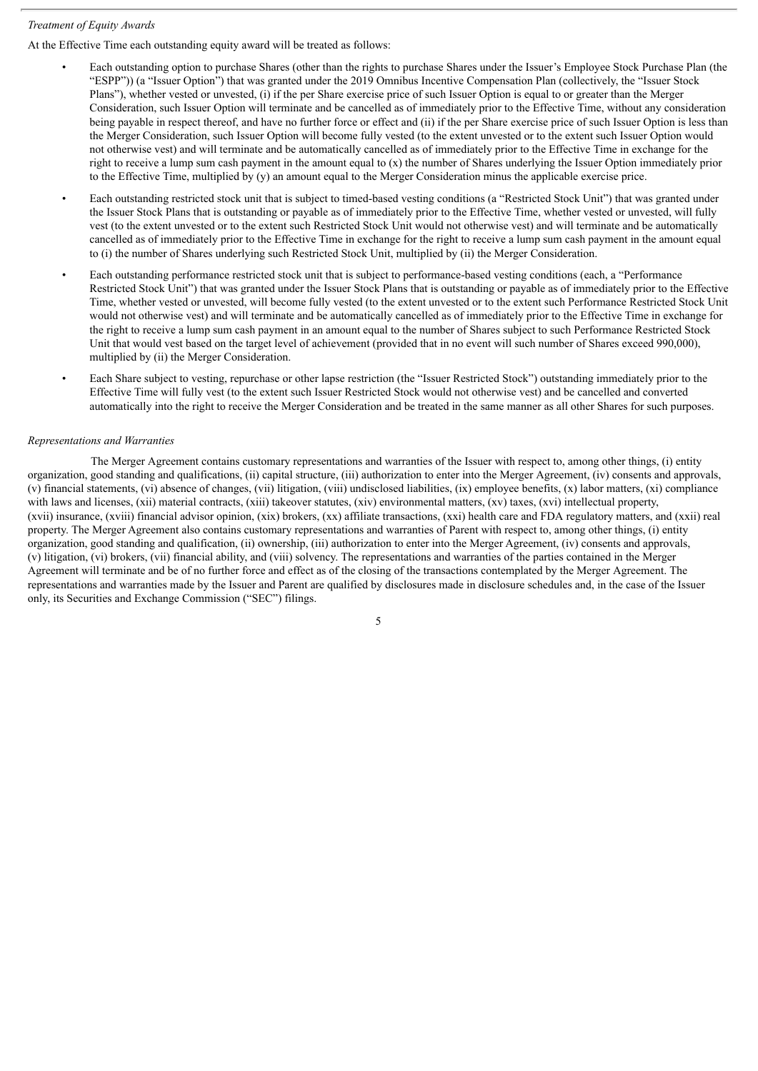*Treatment of Equity Awards*

At the Effective Time each outstanding equity award will be treated as follows:

- Each outstanding option to purchase Shares (other than the rights to purchase Shares under the Issuer's Employee Stock Purchase Plan (the "ESPP")) (a "Issuer Option") that was granted under the 2019 Omnibus Incentive Compensation Plan (collectively, the "Issuer Stock Plans"), whether vested or unvested, (i) if the per Share exercise price of such Issuer Option is equal to or greater than the Merger Consideration, such Issuer Option will terminate and be cancelled as of immediately prior to the Effective Time, without any consideration being payable in respect thereof, and have no further force or effect and (ii) if the per Share exercise price of such Issuer Option is less than the Merger Consideration, such Issuer Option will become fully vested (to the extent unvested or to the extent such Issuer Option would not otherwise vest) and will terminate and be automatically cancelled as of immediately prior to the Effective Time in exchange for the right to receive a lump sum cash payment in the amount equal to (x) the number of Shares underlying the Issuer Option immediately prior to the Effective Time, multiplied by (y) an amount equal to the Merger Consideration minus the applicable exercise price.
- Each outstanding restricted stock unit that is subject to timed-based vesting conditions (a "Restricted Stock Unit") that was granted under the Issuer Stock Plans that is outstanding or payable as of immediately prior to the Effective Time, whether vested or unvested, will fully vest (to the extent unvested or to the extent such Restricted Stock Unit would not otherwise vest) and will terminate and be automatically cancelled as of immediately prior to the Effective Time in exchange for the right to receive a lump sum cash payment in the amount equal to (i) the number of Shares underlying such Restricted Stock Unit, multiplied by (ii) the Merger Consideration.
- Each outstanding performance restricted stock unit that is subject to performance-based vesting conditions (each, a "Performance Restricted Stock Unit") that was granted under the Issuer Stock Plans that is outstanding or payable as of immediately prior to the Effective Time, whether vested or unvested, will become fully vested (to the extent unvested or to the extent such Performance Restricted Stock Unit would not otherwise vest) and will terminate and be automatically cancelled as of immediately prior to the Effective Time in exchange for the right to receive a lump sum cash payment in an amount equal to the number of Shares subject to such Performance Restricted Stock Unit that would vest based on the target level of achievement (provided that in no event will such number of Shares exceed 990,000), multiplied by (ii) the Merger Consideration.
- Each Share subject to vesting, repurchase or other lapse restriction (the "Issuer Restricted Stock") outstanding immediately prior to the Effective Time will fully vest (to the extent such Issuer Restricted Stock would not otherwise vest) and be cancelled and converted automatically into the right to receive the Merger Consideration and be treated in the same manner as all other Shares for such purposes.

*Representations and Warranties*

The Merger Agreement contains customary representations and warranties of the Issuer with respect to, among other things, (i) entity organization, good standing and qualifications, (ii) capital structure, (iii) authorization to enter into the Merger Agreement, (iv) consents and approvals, (v) financial statements, (vi) absence of changes, (vii) litigation, (viii) undisclosed liabilities, (ix) employee benefits, (x) labor matters, (xi) compliance with laws and licenses, (xii) material contracts, (xiii) takeover statutes, (xiv) environmental matters, (xv) taxes, (xvi) intellectual property, (xvii) insurance, (xviii) financial advisor opinion, (xix) brokers, (xx) affiliate transactions, (xxi) health care and FDA regulatory matters, and (xxii) real property. The Merger Agreement also contains customary representations and warranties of Parent with respect to, among other things, (i) entity organization, good standing and qualification, (ii) ownership, (iii) authorization to enter into the Merger Agreement, (iv) consents and approvals, (v) litigation, (vi) brokers, (vii) financial ability, and (viii) solvency. The representations and warranties of the parties contained in the Merger Agreement will terminate and be of no further force and effect as of the closing of the transactions contemplated by the Merger Agreement. The representations and warranties made by the Issuer and Parent are qualified by disclosures made in disclosure schedules and, in the case of the Issuer only, its Securities and Exchange Commission ("SEC") filings.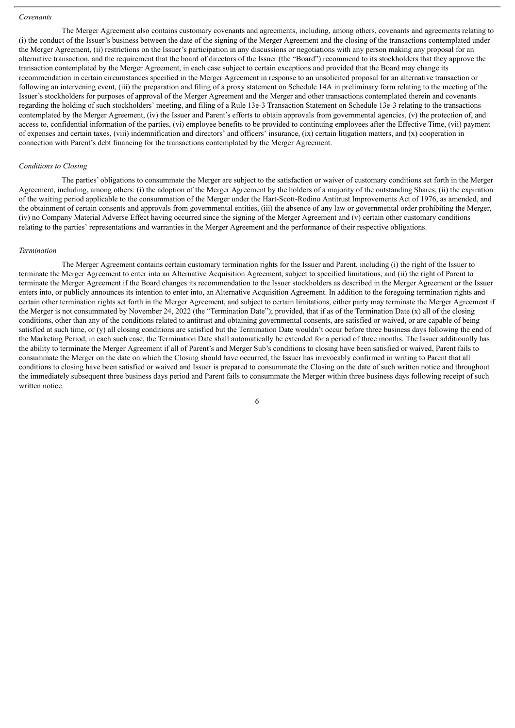*Covenants*

The Merger Agreement also contains customary covenants and agreements, including, among others, covenants and agreements relating to (i) the conduct of the Issuer's business between the date of the signing of the Merger Agreement and the closing of the transactions contemplated under the Merger Agreement, (ii) restrictions on the Issuer's participation in any discussions or negotiations with any person making any proposal for an alternative transaction, and the requirement that the board of directors of the Issuer (the "Board") recommend to its stockholders that they approve the transaction contemplated by the Merger Agreement, in each case subject to certain exceptions and provided that the Board may change its recommendation in certain circumstances specified in the Merger Agreement in response to an unsolicited proposal for an alternative transaction or following an intervening event, (iii) the preparation and filing of a proxy statement on Schedule 14A in preliminary form relating to the meeting of the Issuer's stockholders for purposes of approval of the Merger Agreement and the Merger and other transactions contemplated therein and covenants regarding the holding of such stockholders' meeting, and filing of a Rule 13e-3 Transaction Statement on Schedule 13e-3 relating to the transactions contemplated by the Merger Agreement, (iv) the Issuer and Parent's efforts to obtain approvals from governmental agencies, (v) the protection of, and access to, confidential information of the parties, (vi) employee benefits to be provided to continuing employees after the Effective Time, (vii) payment of expenses and certain taxes, (viii) indemnification and directors' and officers' insurance, (ix) certain litigation matters, and (x) cooperation in connection with Parent's debt financing for the transactions contemplated by the Merger Agreement.

*Conditions to Closing*

The parties' obligations to consummate the Merger are subject to the satisfaction or waiver of customary conditions set forth in the Merger Agreement, including, among others: (i) the adoption of the Merger Agreement by the holders of a majority of the outstanding Shares, (ii) the expiration of the waiting period applicable to the consummation of the Merger under the Hart-Scott-Rodino Antitrust Improvements Act of 1976, as amended, and the obtainment of certain consents and approvals from governmental entities, (iii) the absence of any law or governmental order prohibiting the Merger, (iv) no Company Material Adverse Effect having occurred since the signing of the Merger Agreement and (v) certain other customary conditions relating to the parties' representations and warranties in the Merger Agreement and the performance of their respective obligations.

*Termination*

The Merger Agreement contains certain customary termination rights for the Issuer and Parent, including (i) the right of the Issuer to terminate the Merger Agreement to enter into an Alternative Acquisition Agreement, subject to specified limitations, and (ii) the right of Parent to terminate the Merger Agreement if the Board changes its recommendation to the Issuer stockholders as described in the Merger Agreement or the Issuer enters into, or publicly announces its intention to enter into, an Alternative Acquisition Agreement. In addition to the foregoing termination rights and certain other termination rights set forth in the Merger Agreement, and subject to certain limitations, either party may terminate the Merger Agreement if the Merger is not consummated by November 24, 2022 (the "Termination Date"); provided, that if as of the Termination Date (x) all of the closing conditions, other than any of the conditions related to antitrust and obtaining governmental consents, are satisfied or waived, or are capable of being satisfied at such time, or (y) all closing conditions are satisfied but the Termination Date wouldn't occur before three business days following the end of the Marketing Period, in each such case, the Termination Date shall automatically be extended for a period of three months. The Issuer additionally has the ability to terminate the Merger Agreement if all of Parent's and Merger Sub's conditions to closing have been satisfied or waived, Parent fails to consummate the Merger on the date on which the Closing should have occurred, the Issuer has irrevocably confirmed in writing to Parent that all conditions to closing have been satisfied or waived and Issuer is prepared to consummate the Closing on the date of such written notice and throughout the immediately subsequent three business days period and Parent fails to consummate the Merger within three business days following receipt of such written notice.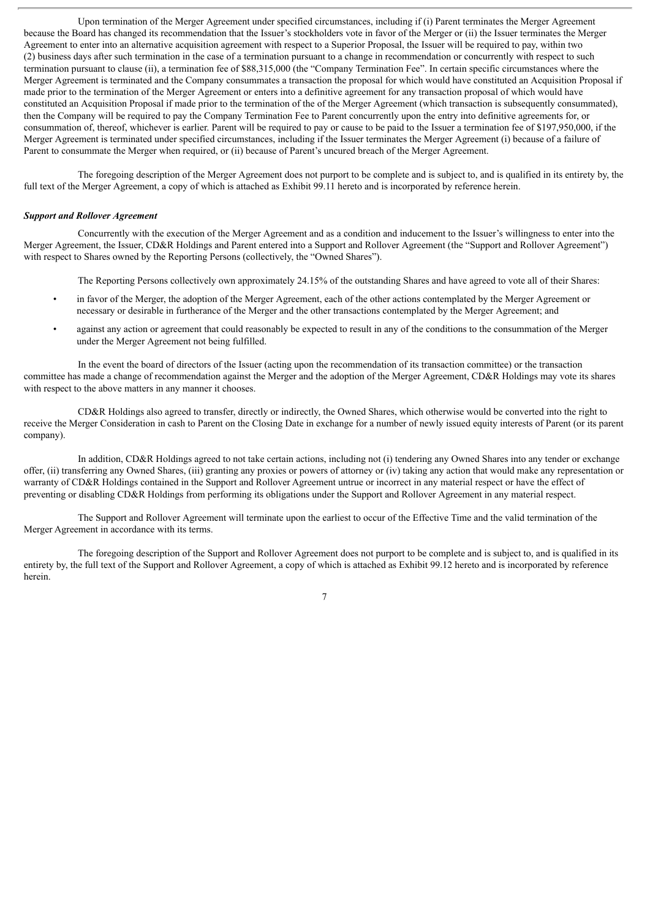Upon termination of the Merger Agreement under specified circumstances, including if (i) Parent terminates the Merger Agreement because the Board has changed its recommendation that the Issuer's stockholders vote in favor of the Merger or (ii) the Issuer terminates the Merger Agreement to enter into an alternative acquisition agreement with respect to a Superior Proposal, the Issuer will be required to pay, within two (2) business days after such termination in the case of a termination pursuant to a change in recommendation or concurrently with respect to such termination pursuant to clause (ii), a termination fee of $88,315,000 (the "Company Termination Fee". In certain specific circumstances where the Merger Agreement is terminated and the Company consummates a transaction the proposal for which would have constituted an Acquisition Proposal if made prior to the termination of the Merger Agreement or enters into a definitive agreement for any transaction proposal of which would have constituted an Acquisition Proposal if made prior to the termination of the of the Merger Agreement (which transaction is subsequently consummated), then the Company will be required to pay the Company Termination Fee to Parent concurrently upon the entry into definitive agreements for, or consummation of, thereof, whichever is earlier. Parent will be required to pay or cause to be paid to the Issuer a termination fee of $197,950,000, if the Merger Agreement is terminated under specified circumstances, including if the Issuer terminates the Merger Agreement (i) because of a failure of Parent to consummate the Merger when required, or (ii) because of Parent's uncured breach of the Merger Agreement.

The foregoing description of the Merger Agreement does not purport to be complete and is subject to, and is qualified in its entirety by, the full text of the Merger Agreement, a copy of which is attached as Exhibit 99.11 hereto and is incorporated by reference herein.

***Support and Rollover Agreement***

Concurrently with the execution of the Merger Agreement and as a condition and inducement to the Issuer's willingness to enter into the Merger Agreement, the Issuer, CD&R Holdings and Parent entered into a Support and Rollover Agreement (the "Support and Rollover Agreement") with respect to Shares owned by the Reporting Persons (collectively, the "Owned Shares").

The Reporting Persons collectively own approximately 24.15% of the outstanding Shares and have agreed to vote all of their Shares:

- in favor of the Merger, the adoption of the Merger Agreement, each of the other actions contemplated by the Merger Agreement or necessary or desirable in furtherance of the Merger and the other transactions contemplated by the Merger Agreement; and
- against any action or agreement that could reasonably be expected to result in any of the conditions to the consummation of the Merger under the Merger Agreement not being fulfilled.

In the event the board of directors of the Issuer (acting upon the recommendation of its transaction committee) or the transaction committee has made a change of recommendation against the Merger and the adoption of the Merger Agreement, CD&R Holdings may vote its shares with respect to the above matters in any manner it chooses.

CD&R Holdings also agreed to transfer, directly or indirectly, the Owned Shares, which otherwise would be converted into the right to receive the Merger Consideration in cash to Parent on the Closing Date in exchange for a number of newly issued equity interests of Parent (or its parent company).

In addition, CD&R Holdings agreed to not take certain actions, including not (i) tendering any Owned Shares into any tender or exchange offer, (ii) transferring any Owned Shares, (iii) granting any proxies or powers of attorney or (iv) taking any action that would make any representation or warranty of CD&R Holdings contained in the Support and Rollover Agreement untrue or incorrect in any material respect or have the effect of preventing or disabling CD&R Holdings from performing its obligations under the Support and Rollover Agreement in any material respect.

The Support and Rollover Agreement will terminate upon the earliest to occur of the Effective Time and the valid termination of the Merger Agreement in accordance with its terms.

The foregoing description of the Support and Rollover Agreement does not purport to be complete and is subject to, and is qualified in its entirety by, the full text of the Support and Rollover Agreement, a copy of which is attached as Exhibit 99.12 hereto and is incorporated by reference herein.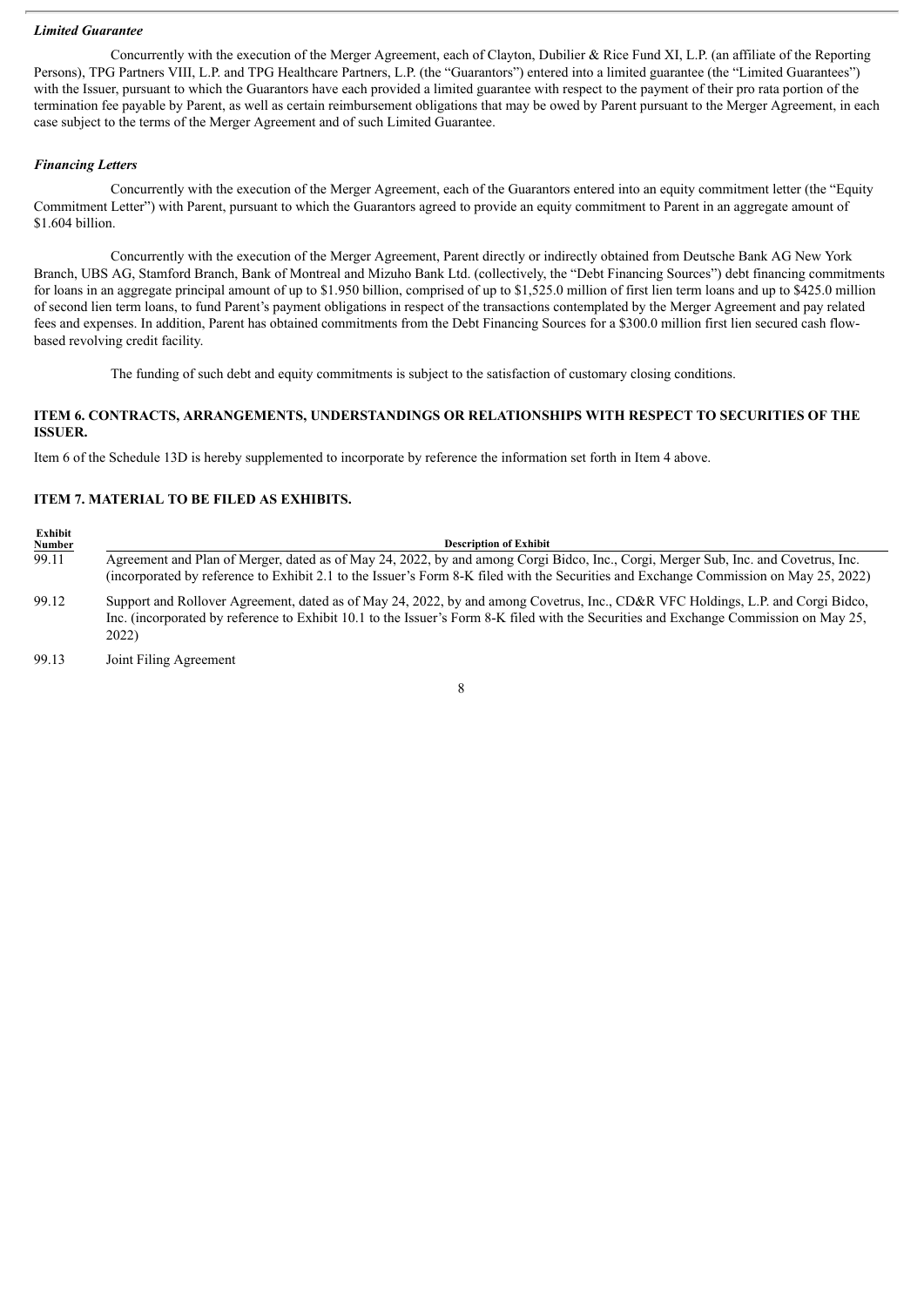***Limited Guarantee***

Concurrently with the execution of the Merger Agreement, each of Clayton, Dubilier & Rice Fund XI, L.P. (an affiliate of the Reporting Persons), TPG Partners VIII, L.P. and TPG Healthcare Partners, L.P. (the "Guarantors") entered into a limited guarantee (the "Limited Guarantees") with the Issuer, pursuant to which the Guarantors have each provided a limited guarantee with respect to the payment of their pro rata portion of the termination fee payable by Parent, as well as certain reimbursement obligations that may be owed by Parent pursuant to the Merger Agreement, in each case subject to the terms of the Merger Agreement and of such Limited Guarantee.

***Financing Letters***

Concurrently with the execution of the Merger Agreement, each of the Guarantors entered into an equity commitment letter (the "Equity Commitment Letter") with Parent, pursuant to which the Guarantors agreed to provide an equity commitment to Parent in an aggregate amount of $1.604 billion.

Concurrently with the execution of the Merger Agreement, Parent directly or indirectly obtained from Deutsche Bank AG New York Branch, UBS AG, Stamford Branch, Bank of Montreal and Mizuho Bank Ltd. (collectively, the "Debt Financing Sources") debt financing commitments for loans in an aggregate principal amount of up to $1.950 billion, comprised of up to $1,525.0 million of first lien term loans and up to $425.0 million of second lien term loans, to fund Parent's payment obligations in respect of the transactions contemplated by the Merger Agreement and pay related fees and expenses. In addition, Parent has obtained commitments from the Debt Financing Sources for a $300.0 million first lien secured cash flow-based revolving credit facility.

The funding of such debt and equity commitments is subject to the satisfaction of customary closing conditions.

## ITEM 6. CONTRACTS, ARRANGEMENTS, UNDERSTANDINGS OR RELATIONSHIPS WITH RESPECT TO SECURITIES OF THE ISSUER.

Item 6 of the Schedule 13D is hereby supplemented to incorporate by reference the information set forth in Item 4 above.

## ITEM 7. MATERIAL TO BE FILED AS EXHIBITS.

| Exhibit Number | Description of Exhibit |
| --- | --- |
| 99.11 | Agreement and Plan of Merger, dated as of May 24, 2022, by and among Corgi Bidco, Inc., Corgi, Merger Sub, Inc. and Covetrus, Inc. (incorporated by reference to Exhibit 2.1 to the Issuer's Form 8-K filed with the Securities and Exchange Commission on May 25, 2022) |
| 99.12 | Support and Rollover Agreement, dated as of May 24, 2022, by and among Covetrus, Inc., CD&R VFC Holdings, L.P. and Corgi Bidco, Inc. (incorporated by reference to Exhibit 10.1 to the Issuer's Form 8-K filed with the Securities and Exchange Commission on May 25, 2022) |
| 99.13 | Joint Filing Agreement |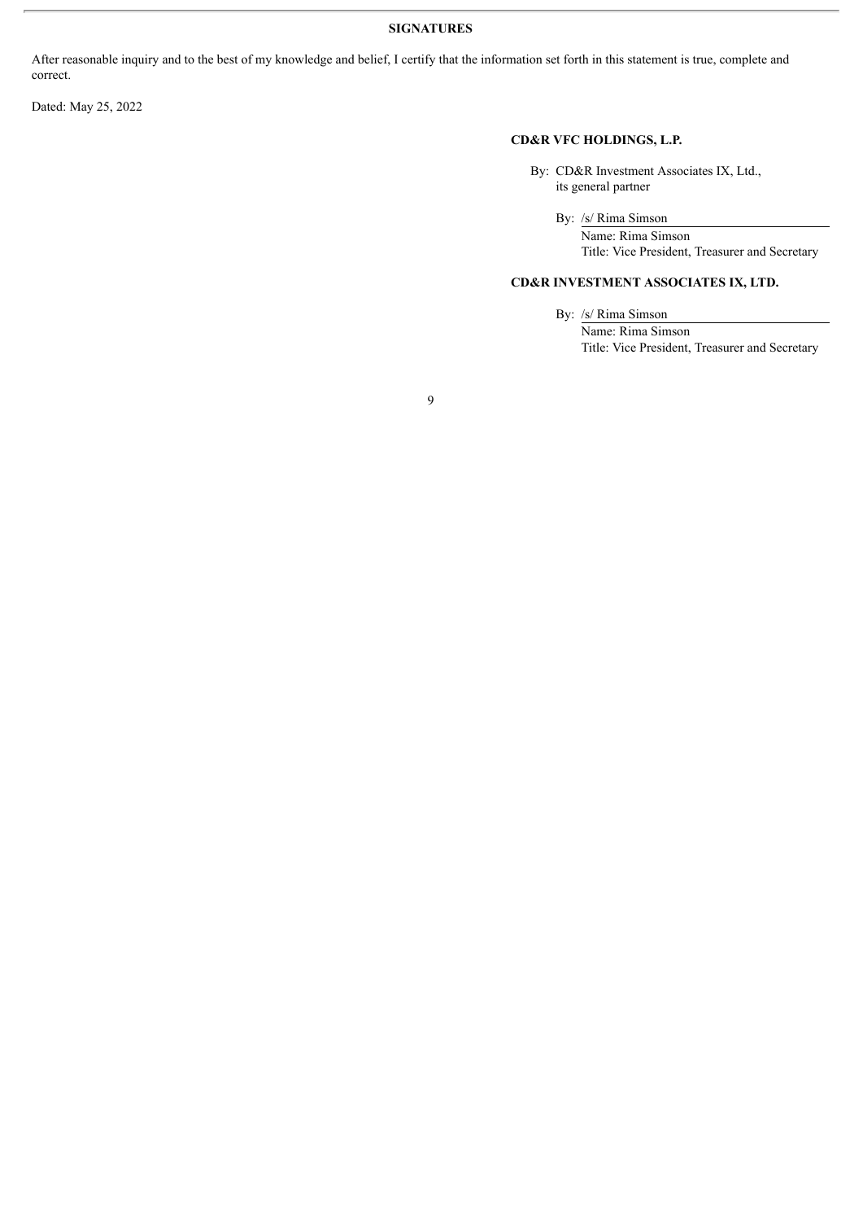## SIGNATURES

After reasonable inquiry and to the best of my knowledge and belief, I certify that the information set forth in this statement is true, complete and correct.

Dated: May 25, 2022

**CD&R VFC HOLDINGS, L.P.**

By: CD&R Investment Associates IX, Ltd.,
its general partner

By: /s/ Rima Simson
Name: Rima Simson
Title: Vice President, Treasurer and Secretary

**CD&R INVESTMENT ASSOCIATES IX, LTD.**

By: /s/ Rima Simson
Name: Rima Simson
Title: Vice President, Treasurer and Secretary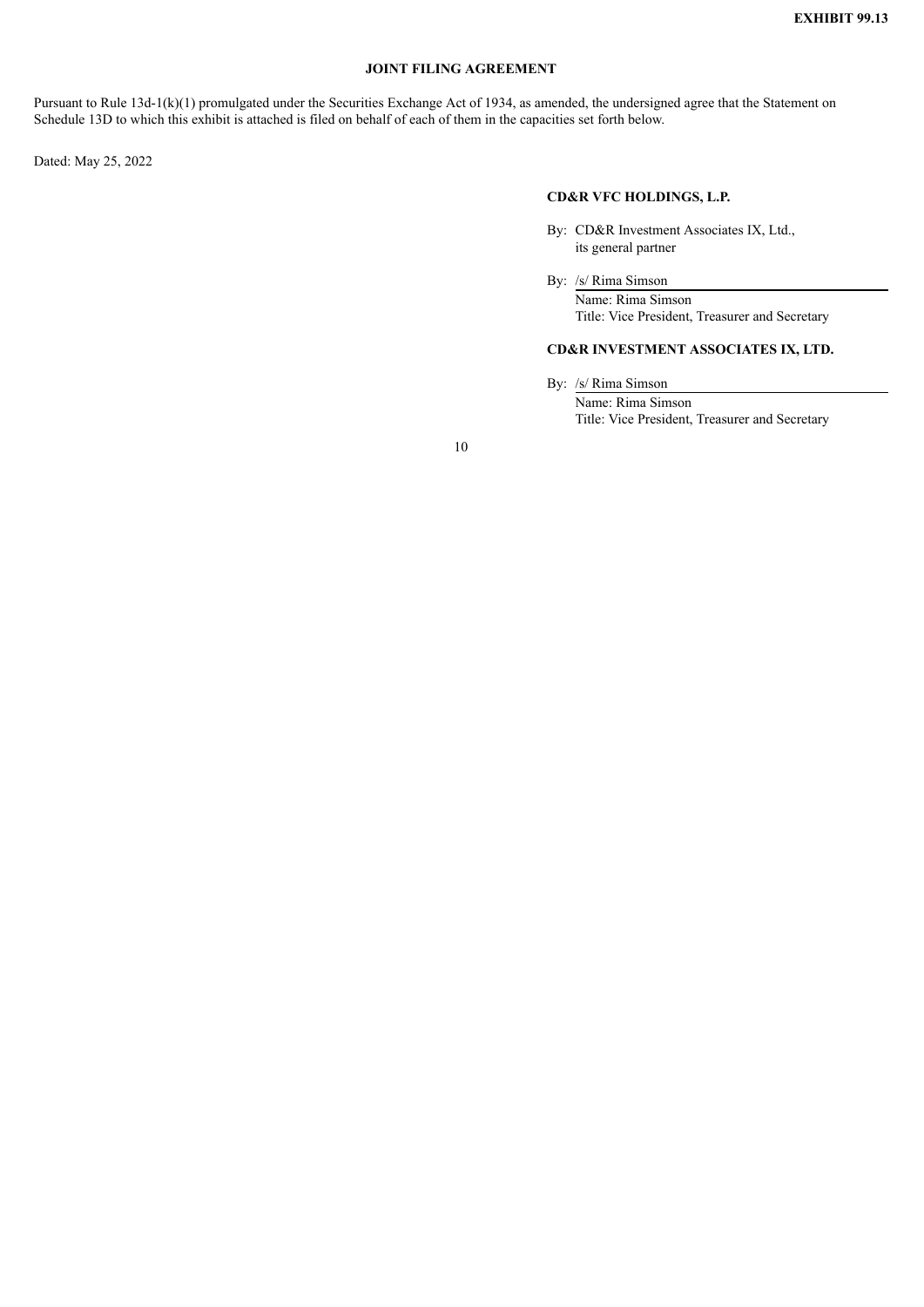**EXHIBIT 99.13**

**JOINT FILING AGREEMENT**

Pursuant to Rule 13d-1(k)(1) promulgated under the Securities Exchange Act of 1934, as amended, the undersigned agree that the Statement on Schedule 13D to which this exhibit is attached is filed on behalf of each of them in the capacities set forth below.

Dated: May 25, 2022

**CD&R VFC HOLDINGS, L.P.**

By: CD&R Investment Associates IX, Ltd.,
its general partner

By: /s/ Rima Simson
Name: Rima Simson
Title: Vice President, Treasurer and Secretary

**CD&R INVESTMENT ASSOCIATES IX, LTD.**

By: /s/ Rima Simson
Name: Rima Simson
Title: Vice President, Treasurer and Secretary